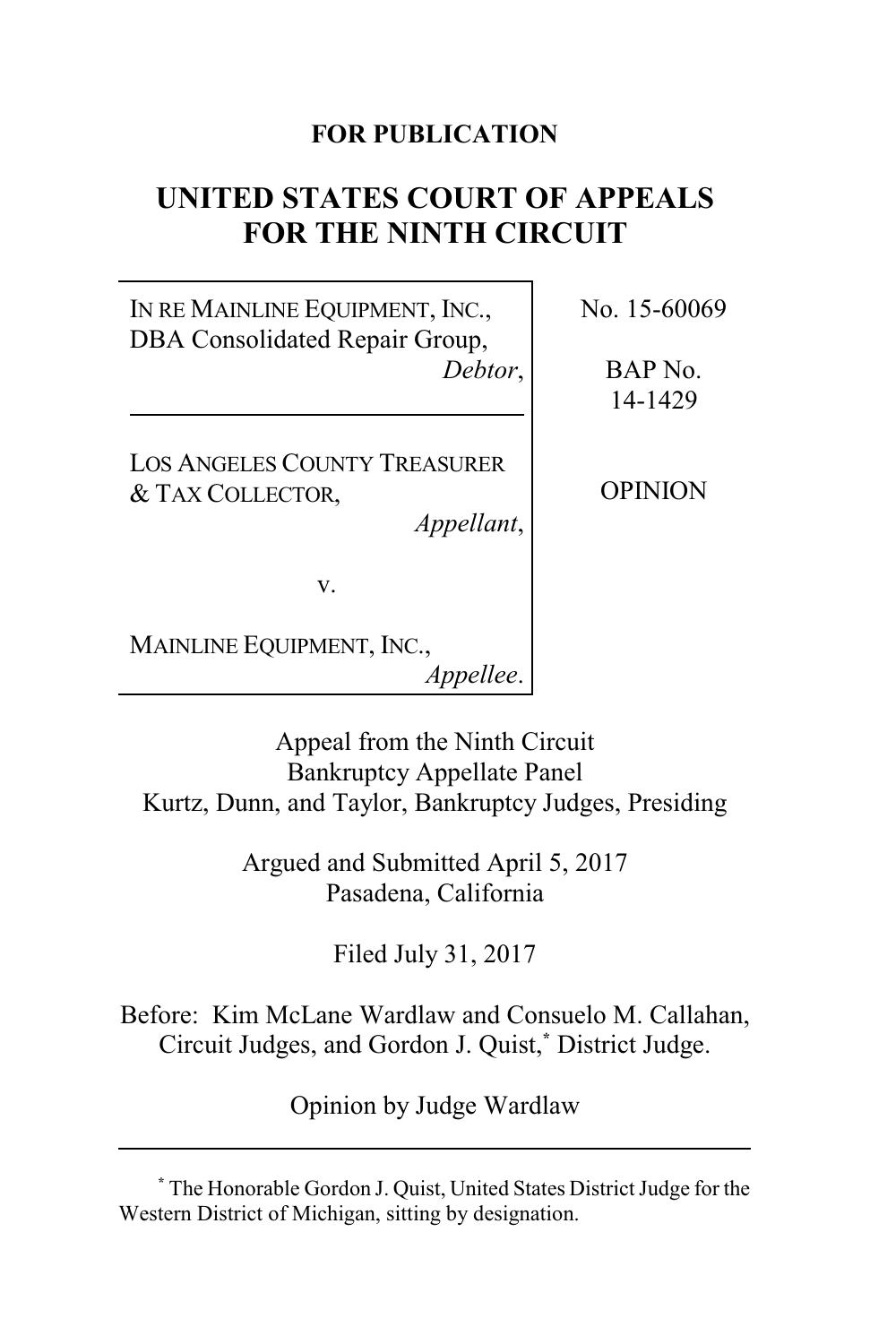**FOR PUBLICATION**

# UNITED STATES COURT OF APPEALS FOR THE NINTH CIRCUIT

| | |
|---|---|
| IN RE MAINLINE EQUIPMENT, INC., DBA Consolidated Repair Group, *Debtor*, | No. 15-60069 |
| | BAP No. 14-1429 |
| LOS ANGELES COUNTY TREASURER & TAX COLLECTOR, *Appellant*, | OPINION |
| v. | |
| MAINLINE EQUIPMENT, INC., *Appellee*. | |

Appeal from the Ninth Circuit Bankruptcy Appellate Panel
Kurtz, Dunn, and Taylor, Bankruptcy Judges, Presiding

Argued and Submitted April 5, 2017
Pasadena, California

Filed July 31, 2017

Before: Kim McLane Wardlaw and Consuelo M. Callahan, Circuit Judges, and Gordon J. Quist,[*] District Judge.

Opinion by Judge Wardlaw

---

[*] The Honorable Gordon J. Quist, United States District Judge for the Western District of Michigan, sitting by designation.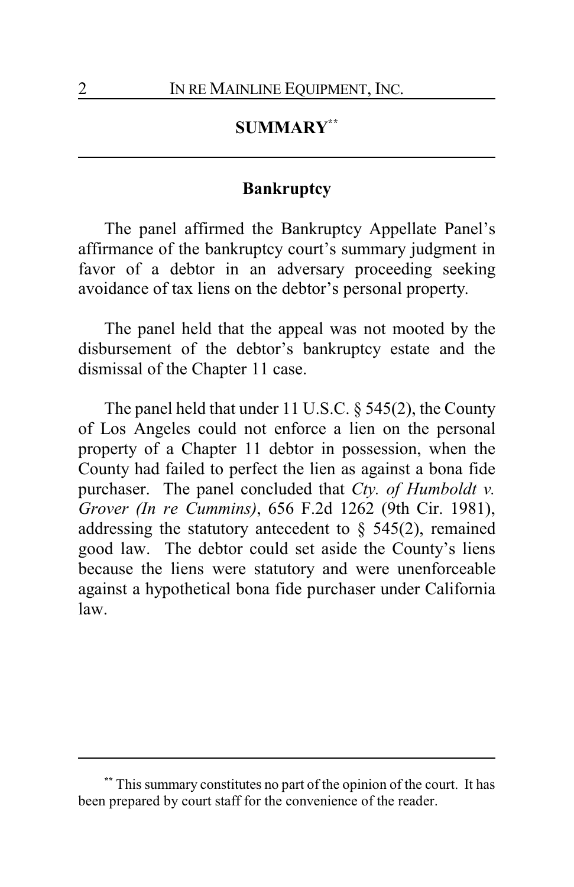## SUMMARY[**]

### Bankruptcy

The panel affirmed the Bankruptcy Appellate Panel's affirmance of the bankruptcy court's summary judgment in favor of a debtor in an adversary proceeding seeking avoidance of tax liens on the debtor's personal property.

The panel held that the appeal was not mooted by the disbursement of the debtor's bankruptcy estate and the dismissal of the Chapter 11 case.

The panel held that under 11 U.S.C. § 545(2), the County of Los Angeles could not enforce a lien on the personal property of a Chapter 11 debtor in possession, when the County had failed to perfect the lien as against a bona fide purchaser. The panel concluded that *Cty. of Humboldt v. Grover (In re Cummins)*, 656 F.2d 1262 (9th Cir. 1981), addressing the statutory antecedent to § 545(2), remained good law. The debtor could set aside the County's liens because the liens were statutory and were unenforceable against a hypothetical bona fide purchaser under California law.

---

[**] This summary constitutes no part of the opinion of the court. It has been prepared by court staff for the convenience of the reader.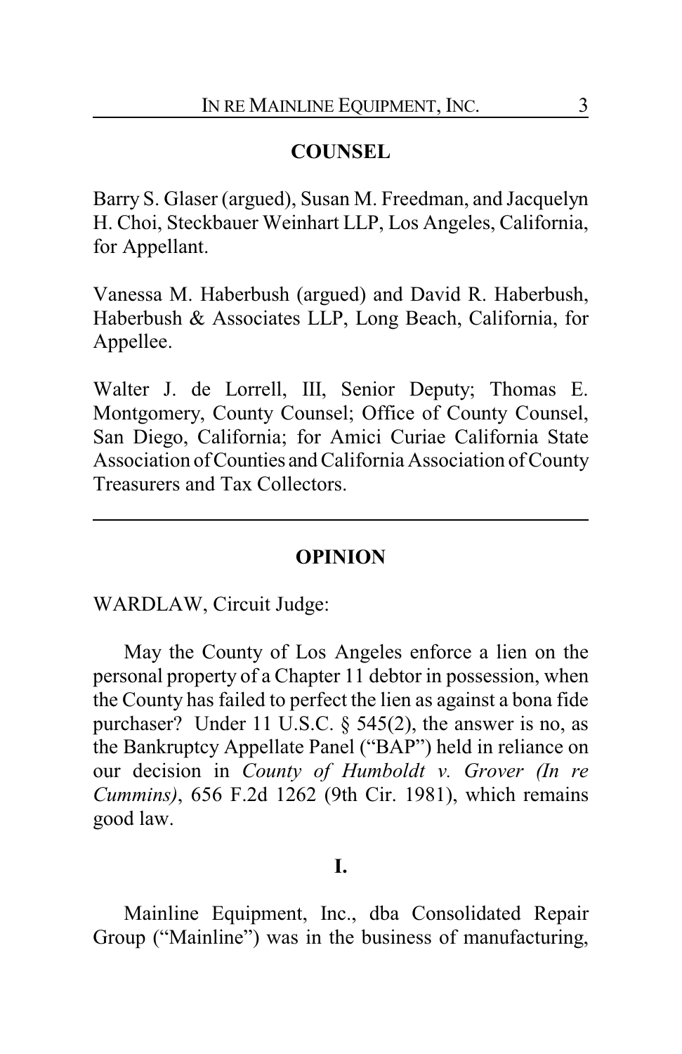## COUNSEL

Barry S. Glaser (argued), Susan M. Freedman, and Jacquelyn H. Choi, Steckbauer Weinhart LLP, Los Angeles, California, for Appellant.

Vanessa M. Haberbush (argued) and David R. Haberbush, Haberbush & Associates LLP, Long Beach, California, for Appellee.

Walter J. de Lorrell, III, Senior Deputy; Thomas E. Montgomery, County Counsel; Office of County Counsel, San Diego, California; for Amici Curiae California State Association of Counties and California Association of County Treasurers and Tax Collectors.

---

## OPINION

WARDLAW, Circuit Judge:

May the County of Los Angeles enforce a lien on the personal property of a Chapter 11 debtor in possession, when the County has failed to perfect the lien as against a bona fide purchaser? Under 11 U.S.C. § 545(2), the answer is no, as the Bankruptcy Appellate Panel ("BAP") held in reliance on our decision in *County of Humboldt v. Grover (In re Cummins)*, 656 F.2d 1262 (9th Cir. 1981), which remains good law.

### I.

Mainline Equipment, Inc., dba Consolidated Repair Group ("Mainline") was in the business of manufacturing,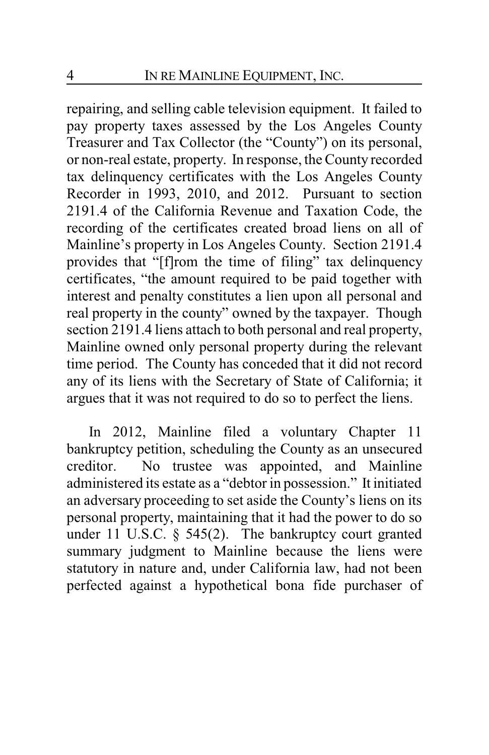repairing, and selling cable television equipment. It failed to pay property taxes assessed by the Los Angeles County Treasurer and Tax Collector (the "County") on its personal, or non-real estate, property. In response, the County recorded tax delinquency certificates with the Los Angeles County Recorder in 1993, 2010, and 2012. Pursuant to section 2191.4 of the California Revenue and Taxation Code, the recording of the certificates created broad liens on all of Mainline's property in Los Angeles County. Section 2191.4 provides that "[f]rom the time of filing" tax delinquency certificates, "the amount required to be paid together with interest and penalty constitutes a lien upon all personal and real property in the county" owned by the taxpayer. Though section 2191.4 liens attach to both personal and real property, Mainline owned only personal property during the relevant time period. The County has conceded that it did not record any of its liens with the Secretary of State of California; it argues that it was not required to do so to perfect the liens.

In 2012, Mainline filed a voluntary Chapter 11 bankruptcy petition, scheduling the County as an unsecured creditor. No trustee was appointed, and Mainline administered its estate as a "debtor in possession." It initiated an adversary proceeding to set aside the County's liens on its personal property, maintaining that it had the power to do so under 11 U.S.C. § 545(2). The bankruptcy court granted summary judgment to Mainline because the liens were statutory in nature and, under California law, had not been perfected against a hypothetical bona fide purchaser of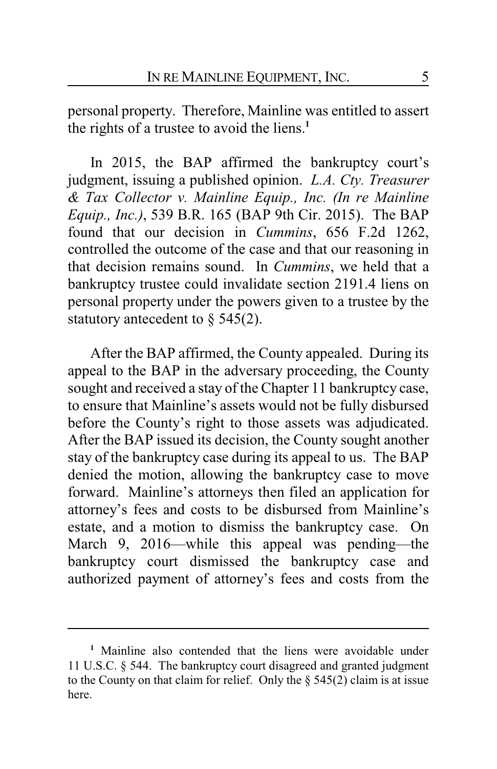personal property. Therefore, Mainline was entitled to assert the rights of a trustee to avoid the liens.[1]

In 2015, the BAP affirmed the bankruptcy court's judgment, issuing a published opinion. *L.A. Cty. Treasurer & Tax Collector v. Mainline Equip., Inc. (In re Mainline Equip., Inc.)*, 539 B.R. 165 (BAP 9th Cir. 2015). The BAP found that our decision in *Cummins*, 656 F.2d 1262, controlled the outcome of the case and that our reasoning in that decision remains sound. In *Cummins*, we held that a bankruptcy trustee could invalidate section 2191.4 liens on personal property under the powers given to a trustee by the statutory antecedent to § 545(2).

After the BAP affirmed, the County appealed. During its appeal to the BAP in the adversary proceeding, the County sought and received a stay of the Chapter 11 bankruptcy case, to ensure that Mainline's assets would not be fully disbursed before the County's right to those assets was adjudicated. After the BAP issued its decision, the County sought another stay of the bankruptcy case during its appeal to us. The BAP denied the motion, allowing the bankruptcy case to move forward. Mainline's attorneys then filed an application for attorney's fees and costs to be disbursed from Mainline's estate, and a motion to dismiss the bankruptcy case. On March 9, 2016—while this appeal was pending—the bankruptcy court dismissed the bankruptcy case and authorized payment of attorney's fees and costs from the

[1] Mainline also contended that the liens were avoidable under 11 U.S.C. § 544. The bankruptcy court disagreed and granted judgment to the County on that claim for relief. Only the § 545(2) claim is at issue here.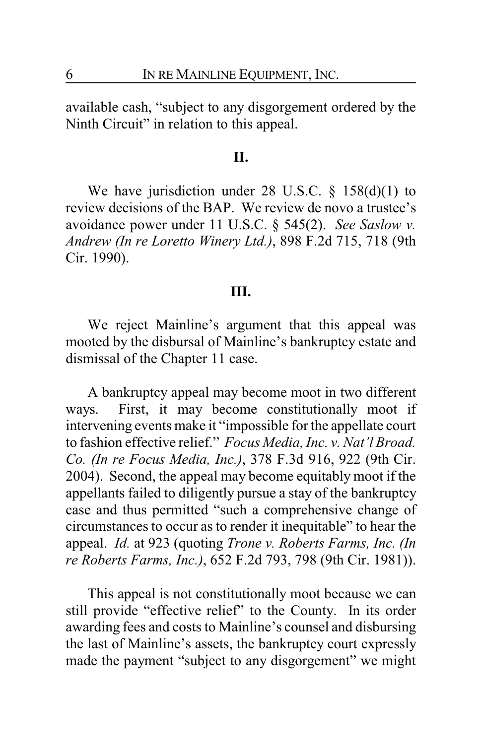available cash, "subject to any disgorgement ordered by the Ninth Circuit" in relation to this appeal.

## II.

We have jurisdiction under 28 U.S.C. § 158(d)(1) to review decisions of the BAP. We review de novo a trustee's avoidance power under 11 U.S.C. § 545(2). *See Saslow v. Andrew (In re Loretto Winery Ltd.)*, 898 F.2d 715, 718 (9th Cir. 1990).

## III.

We reject Mainline's argument that this appeal was mooted by the disbursal of Mainline's bankruptcy estate and dismissal of the Chapter 11 case.

A bankruptcy appeal may become moot in two different ways. First, it may become constitutionally moot if intervening events make it "impossible for the appellate court to fashion effective relief." *Focus Media, Inc. v. Nat'l Broad. Co. (In re Focus Media, Inc.)*, 378 F.3d 916, 922 (9th Cir. 2004). Second, the appeal may become equitably moot if the appellants failed to diligently pursue a stay of the bankruptcy case and thus permitted "such a comprehensive change of circumstances to occur as to render it inequitable" to hear the appeal. *Id.* at 923 (quoting *Trone v. Roberts Farms, Inc. (In re Roberts Farms, Inc.)*, 652 F.2d 793, 798 (9th Cir. 1981)).

This appeal is not constitutionally moot because we can still provide "effective relief" to the County. In its order awarding fees and costs to Mainline's counsel and disbursing the last of Mainline's assets, the bankruptcy court expressly made the payment "subject to any disgorgement" we might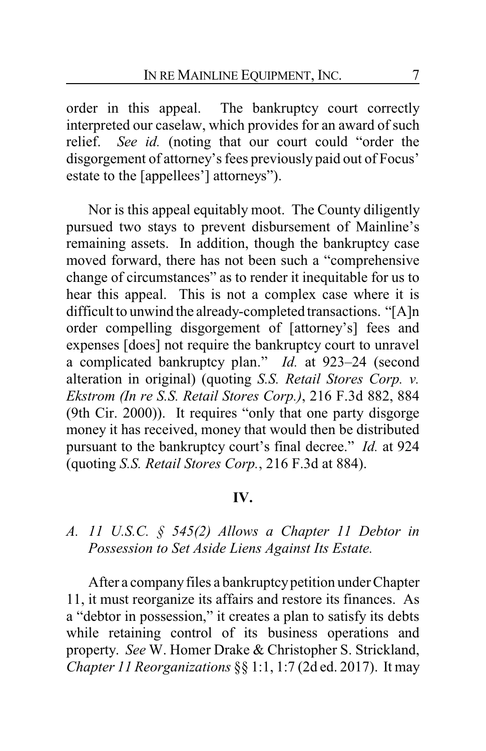order in this appeal. The bankruptcy court correctly interpreted our caselaw, which provides for an award of such relief. *See id.* (noting that our court could "order the disgorgement of attorney's fees previously paid out of Focus' estate to the [appellees'] attorneys").

Nor is this appeal equitably moot. The County diligently pursued two stays to prevent disbursement of Mainline's remaining assets. In addition, though the bankruptcy case moved forward, there has not been such a "comprehensive change of circumstances" as to render it inequitable for us to hear this appeal. This is not a complex case where it is difficult to unwind the already-completed transactions. "[A]n order compelling disgorgement of [attorney's] fees and expenses [does] not require the bankruptcy court to unravel a complicated bankruptcy plan." *Id.* at 923–24 (second alteration in original) (quoting *S.S. Retail Stores Corp. v. Ekstrom (In re S.S. Retail Stores Corp.)*, 216 F.3d 882, 884 (9th Cir. 2000)). It requires "only that one party disgorge money it has received, money that would then be distributed pursuant to the bankruptcy court's final decree." *Id.* at 924 (quoting *S.S. Retail Stores Corp.*, 216 F.3d at 884).

## IV.

### *A. 11 U.S.C. § 545(2) Allows a Chapter 11 Debtor in Possession to Set Aside Liens Against Its Estate.*

After a company files a bankruptcy petition under Chapter 11, it must reorganize its affairs and restore its finances. As a "debtor in possession," it creates a plan to satisfy its debts while retaining control of its business operations and property. *See* W. Homer Drake & Christopher S. Strickland, *Chapter 11 Reorganizations* §§ 1:1, 1:7 (2d ed. 2017). It may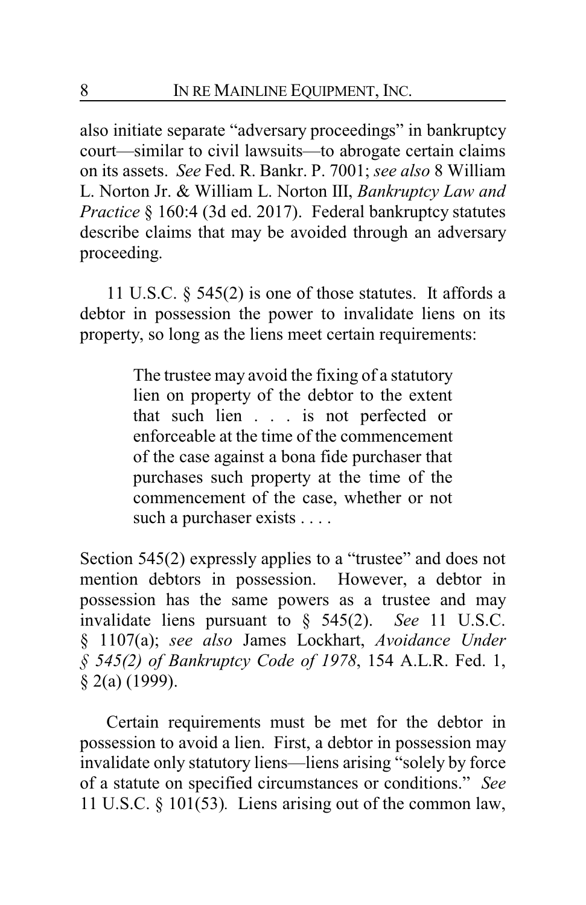also initiate separate "adversary proceedings" in bankruptcy court—similar to civil lawsuits—to abrogate certain claims on its assets. *See* Fed. R. Bankr. P. 7001; *see also* 8 William L. Norton Jr. & William L. Norton III, *Bankruptcy Law and Practice* § 160:4 (3d ed. 2017). Federal bankruptcy statutes describe claims that may be avoided through an adversary proceeding.

11 U.S.C. § 545(2) is one of those statutes. It affords a debtor in possession the power to invalidate liens on its property, so long as the liens meet certain requirements:

> The trustee may avoid the fixing of a statutory lien on property of the debtor to the extent that such lien . . . is not perfected or enforceable at the time of the commencement of the case against a bona fide purchaser that purchases such property at the time of the commencement of the case, whether or not such a purchaser exists . . . .

Section 545(2) expressly applies to a "trustee" and does not mention debtors in possession. However, a debtor in possession has the same powers as a trustee and may invalidate liens pursuant to § 545(2). *See* 11 U.S.C. § 1107(a); *see also* James Lockhart, *Avoidance Under § 545(2) of Bankruptcy Code of 1978*, 154 A.L.R. Fed. 1, § 2(a) (1999).

Certain requirements must be met for the debtor in possession to avoid a lien. First, a debtor in possession may invalidate only statutory liens—liens arising "solely by force of a statute on specified circumstances or conditions." *See* 11 U.S.C. § 101(53). Liens arising out of the common law,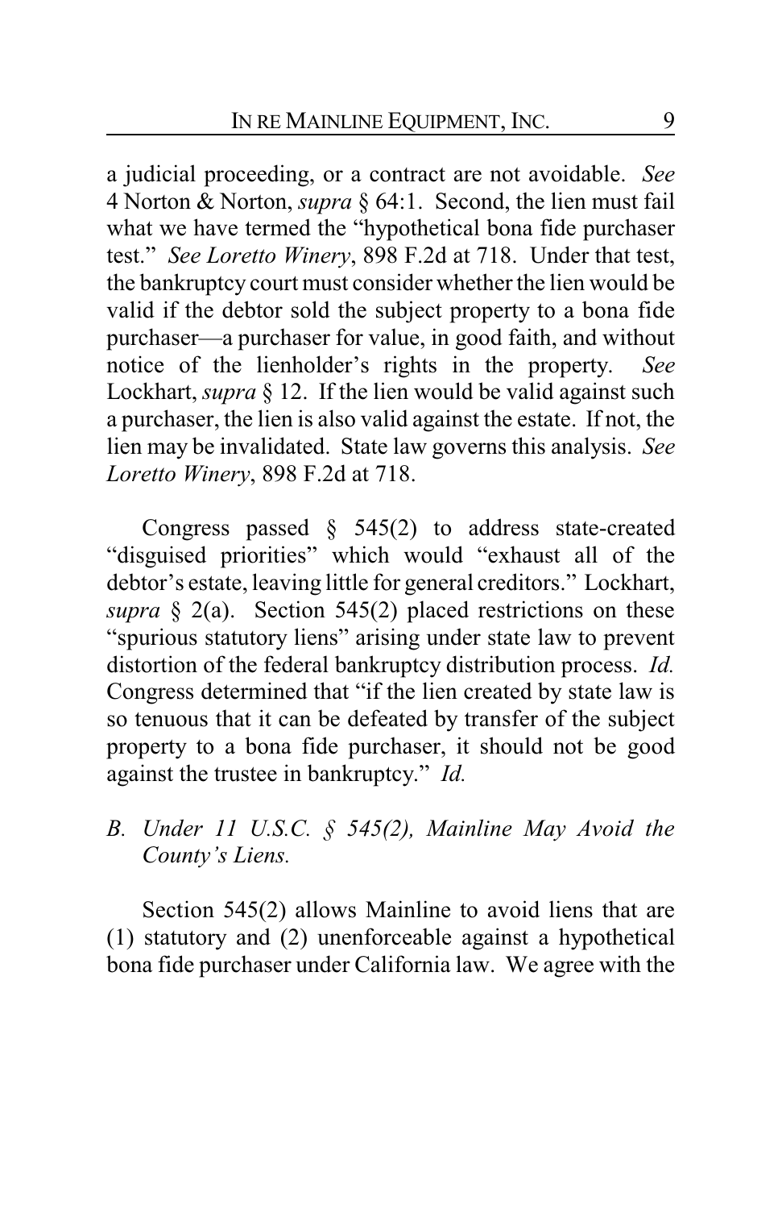a judicial proceeding, or a contract are not avoidable. *See* 4 Norton & Norton, *supra* § 64:1. Second, the lien must fail what we have termed the "hypothetical bona fide purchaser test." *See Loretto Winery*, 898 F.2d at 718. Under that test, the bankruptcy court must consider whether the lien would be valid if the debtor sold the subject property to a bona fide purchaser—a purchaser for value, in good faith, and without notice of the lienholder's rights in the property. *See* Lockhart, *supra* § 12. If the lien would be valid against such a purchaser, the lien is also valid against the estate. If not, the lien may be invalidated. State law governs this analysis. *See Loretto Winery*, 898 F.2d at 718.

Congress passed § 545(2) to address state-created "disguised priorities" which would "exhaust all of the debtor's estate, leaving little for general creditors." Lockhart, *supra* § 2(a). Section 545(2) placed restrictions on these "spurious statutory liens" arising under state law to prevent distortion of the federal bankruptcy distribution process. *Id.* Congress determined that "if the lien created by state law is so tenuous that it can be defeated by transfer of the subject property to a bona fide purchaser, it should not be good against the trustee in bankruptcy." *Id.*

### *B. Under 11 U.S.C. § 545(2), Mainline May Avoid the County's Liens.*

Section 545(2) allows Mainline to avoid liens that are (1) statutory and (2) unenforceable against a hypothetical bona fide purchaser under California law. We agree with the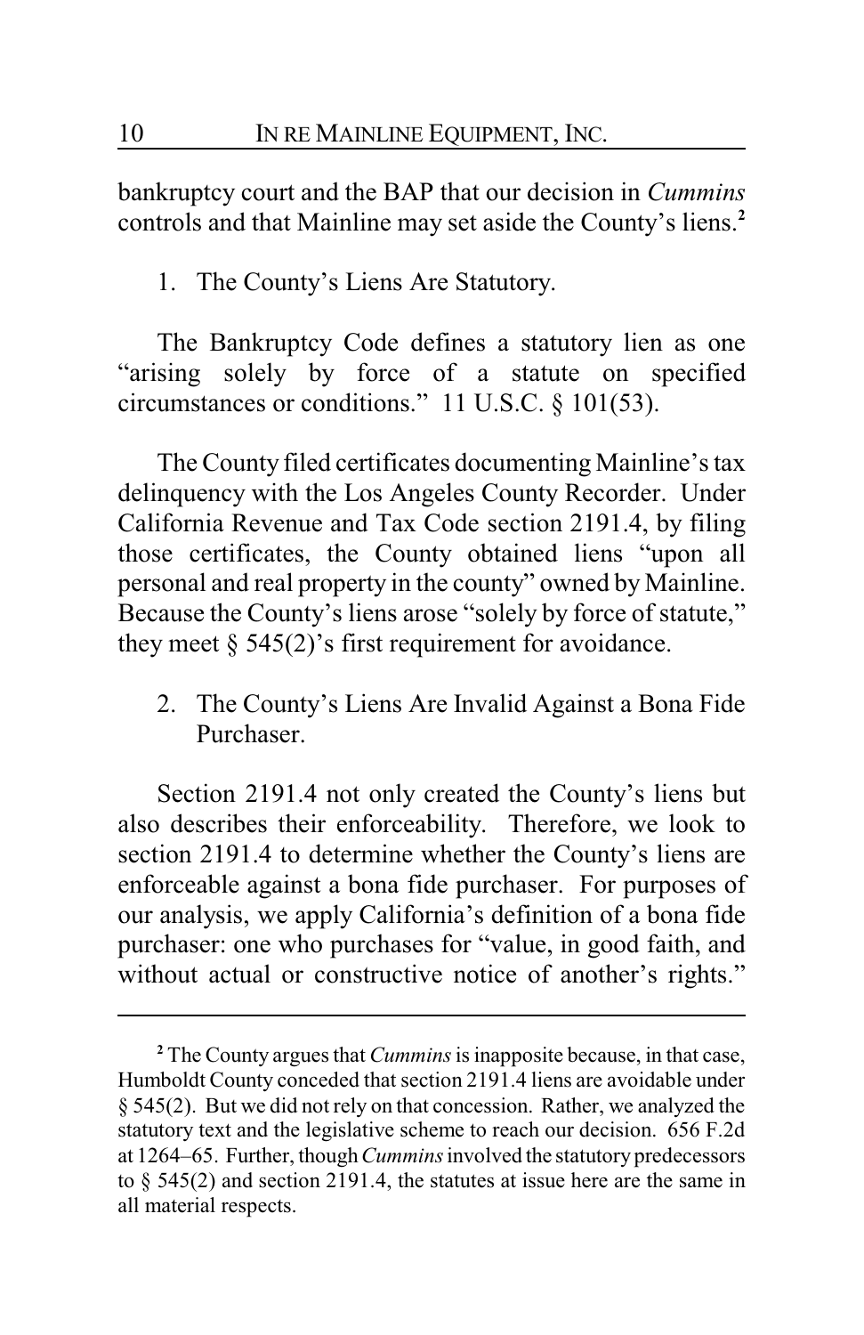bankruptcy court and the BAP that our decision in *Cummins* controls and that Mainline may set aside the County's liens.[2]

1. The County's Liens Are Statutory.

The Bankruptcy Code defines a statutory lien as one "arising solely by force of a statute on specified circumstances or conditions." 11 U.S.C. § 101(53).

The County filed certificates documenting Mainline's tax delinquency with the Los Angeles County Recorder. Under California Revenue and Tax Code section 2191.4, by filing those certificates, the County obtained liens "upon all personal and real property in the county" owned by Mainline. Because the County's liens arose "solely by force of statute," they meet § 545(2)'s first requirement for avoidance.

2. The County's Liens Are Invalid Against a Bona Fide Purchaser.

Section 2191.4 not only created the County's liens but also describes their enforceability. Therefore, we look to section 2191.4 to determine whether the County's liens are enforceable against a bona fide purchaser. For purposes of our analysis, we apply California's definition of a bona fide purchaser: one who purchases for "value, in good faith, and without actual or constructive notice of another's rights."

---

[2] The County argues that *Cummins* is inapposite because, in that case, Humboldt County conceded that section 2191.4 liens are avoidable under § 545(2). But we did not rely on that concession. Rather, we analyzed the statutory text and the legislative scheme to reach our decision. 656 F.2d at 1264–65. Further, though *Cummins* involved the statutory predecessors to § 545(2) and section 2191.4, the statutes at issue here are the same in all material respects.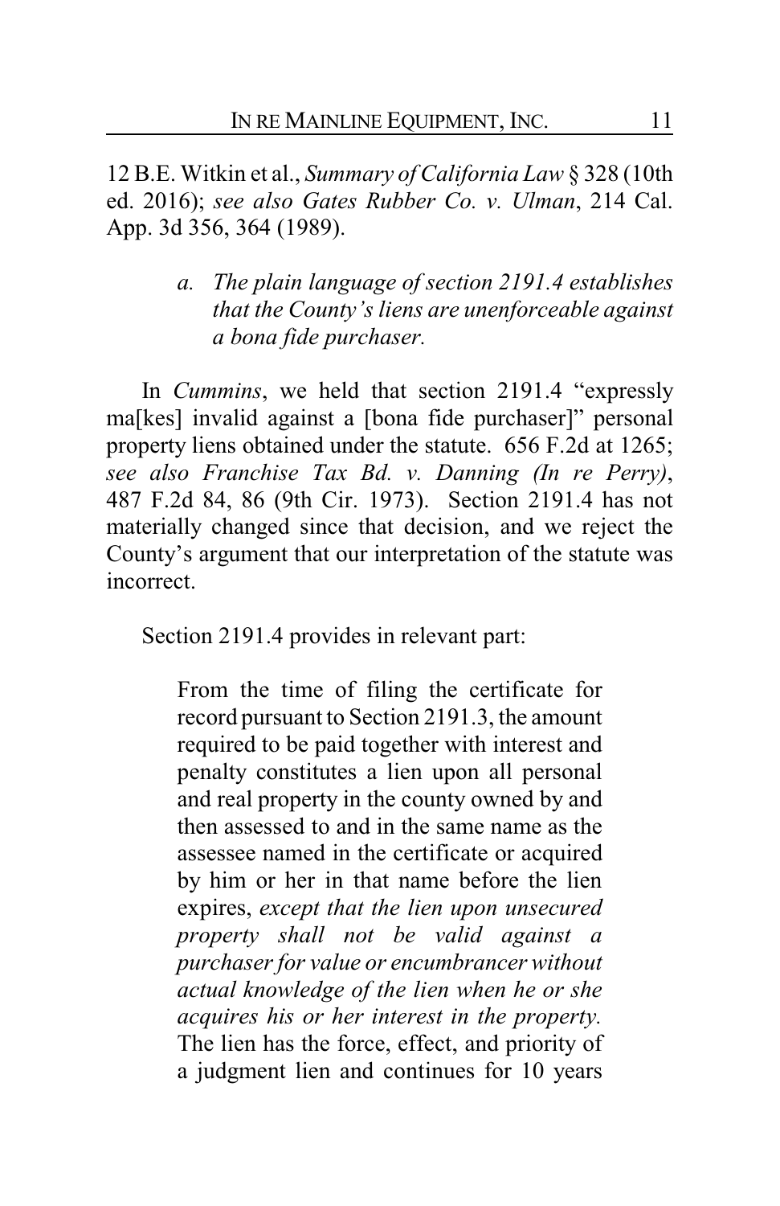12 B.E. Witkin et al., *Summary of California Law* § 328 (10th ed. 2016); *see also Gates Rubber Co. v. Ulman*, 214 Cal. App. 3d 356, 364 (1989).

> *a. The plain language of section 2191.4 establishes that the County's liens are unenforceable against a bona fide purchaser.*

In *Cummins*, we held that section 2191.4 "expressly ma[kes] invalid against a [bona fide purchaser]" personal property liens obtained under the statute. 656 F.2d at 1265; *see also Franchise Tax Bd. v. Danning (In re Perry)*, 487 F.2d 84, 86 (9th Cir. 1973). Section 2191.4 has not materially changed since that decision, and we reject the County's argument that our interpretation of the statute was incorrect.

Section 2191.4 provides in relevant part:

> From the time of filing the certificate for record pursuant to Section 2191.3, the amount required to be paid together with interest and penalty constitutes a lien upon all personal and real property in the county owned by and then assessed to and in the same name as the assessee named in the certificate or acquired by him or her in that name before the lien expires, *except that the lien upon unsecured property shall not be valid against a purchaser for value or encumbrancer without actual knowledge of the lien when he or she acquires his or her interest in the property.* The lien has the force, effect, and priority of a judgment lien and continues for 10 years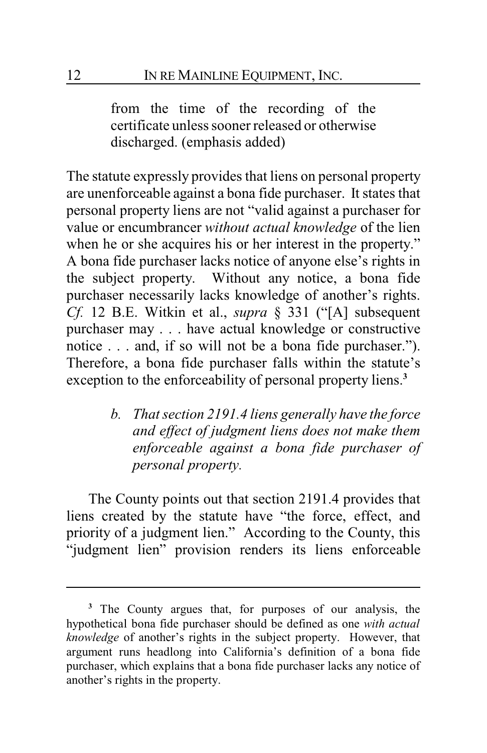> from the time of the recording of the certificate unless sooner released or otherwise discharged. (emphasis added)

The statute expressly provides that liens on personal property are unenforceable against a bona fide purchaser. It states that personal property liens are not "valid against a purchaser for value or encumbrancer *without actual knowledge* of the lien when he or she acquires his or her interest in the property." A bona fide purchaser lacks notice of anyone else's rights in the subject property. Without any notice, a bona fide purchaser necessarily lacks knowledge of another's rights. *Cf.* 12 B.E. Witkin et al., *supra* § 331 ("[A] subsequent purchaser may . . . have actual knowledge or constructive notice . . . and, if so will not be a bona fide purchaser."). Therefore, a bona fide purchaser falls within the statute's exception to the enforceability of personal property liens.[3]

> b. *That section 2191.4 liens generally have the force and effect of judgment liens does not make them enforceable against a bona fide purchaser of personal property.*

The County points out that section 2191.4 provides that liens created by the statute have "the force, effect, and priority of a judgment lien." According to the County, this "judgment lien" provision renders its liens enforceable

---

[3] The County argues that, for purposes of our analysis, the hypothetical bona fide purchaser should be defined as one *with actual knowledge* of another's rights in the subject property. However, that argument runs headlong into California's definition of a bona fide purchaser, which explains that a bona fide purchaser lacks any notice of another's rights in the property.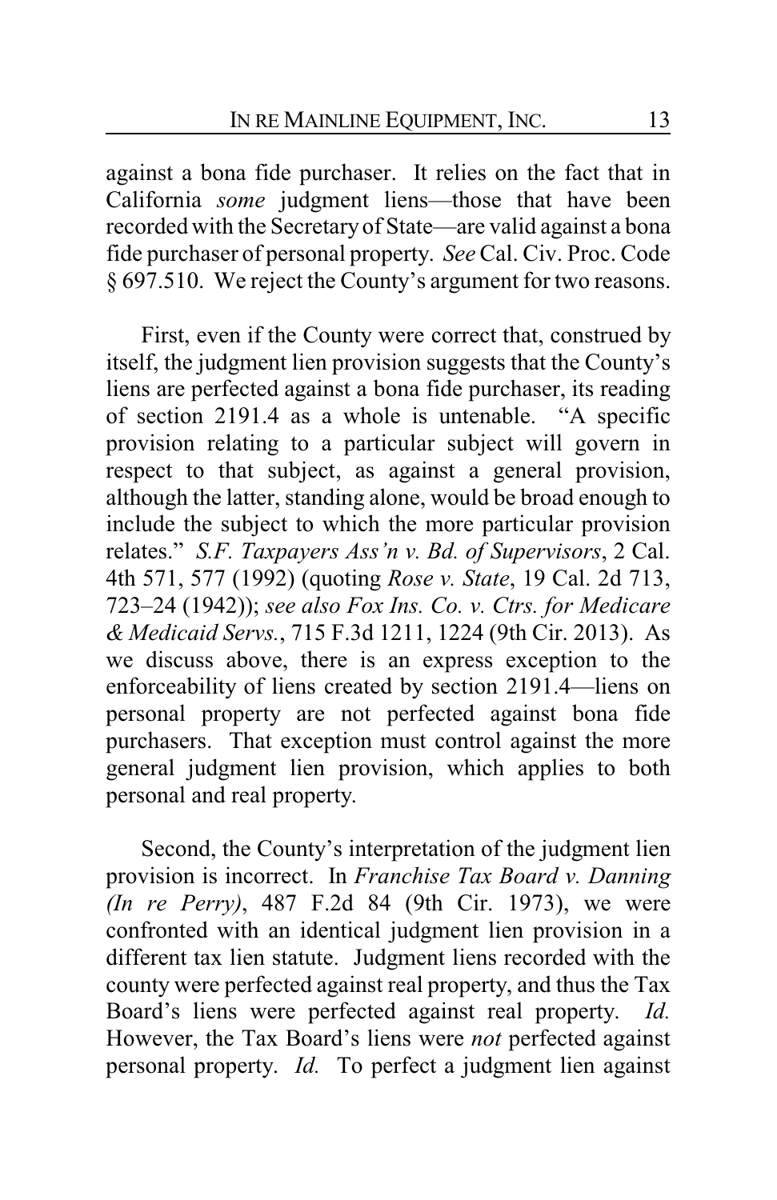against a bona fide purchaser. It relies on the fact that in California *some* judgment liens—those that have been recorded with the Secretary of State—are valid against a bona fide purchaser of personal property. *See* Cal. Civ. Proc. Code § 697.510. We reject the County's argument for two reasons.

First, even if the County were correct that, construed by itself, the judgment lien provision suggests that the County's liens are perfected against a bona fide purchaser, its reading of section 2191.4 as a whole is untenable. "A specific provision relating to a particular subject will govern in respect to that subject, as against a general provision, although the latter, standing alone, would be broad enough to include the subject to which the more particular provision relates." *S.F. Taxpayers Ass'n v. Bd. of Supervisors*, 2 Cal. 4th 571, 577 (1992) (quoting *Rose v. State*, 19 Cal. 2d 713, 723–24 (1942)); *see also Fox Ins. Co. v. Ctrs. for Medicare & Medicaid Servs.*, 715 F.3d 1211, 1224 (9th Cir. 2013). As we discuss above, there is an express exception to the enforceability of liens created by section 2191.4—liens on personal property are not perfected against bona fide purchasers. That exception must control against the more general judgment lien provision, which applies to both personal and real property.

Second, the County's interpretation of the judgment lien provision is incorrect. In *Franchise Tax Board v. Danning (In re Perry)*, 487 F.2d 84 (9th Cir. 1973), we were confronted with an identical judgment lien provision in a different tax lien statute. Judgment liens recorded with the county were perfected against real property, and thus the Tax Board's liens were perfected against real property. *Id.* However, the Tax Board's liens were *not* perfected against personal property. *Id.* To perfect a judgment lien against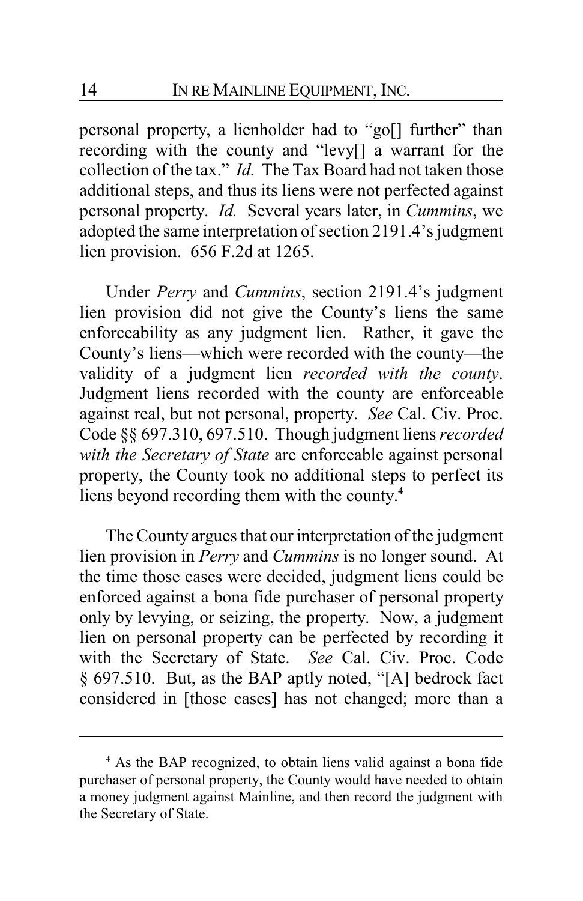personal property, a lienholder had to "go[] further" than recording with the county and "levy[] a warrant for the collection of the tax." *Id.* The Tax Board had not taken those additional steps, and thus its liens were not perfected against personal property. *Id.* Several years later, in *Cummins*, we adopted the same interpretation of section 2191.4's judgment lien provision. 656 F.2d at 1265.

Under *Perry* and *Cummins*, section 2191.4's judgment lien provision did not give the County's liens the same enforceability as any judgment lien. Rather, it gave the County's liens—which were recorded with the county—the validity of a judgment lien *recorded with the county*. Judgment liens recorded with the county are enforceable against real, but not personal, property. *See* Cal. Civ. Proc. Code §§ 697.310, 697.510. Though judgment liens *recorded with the Secretary of State* are enforceable against personal property, the County took no additional steps to perfect its liens beyond recording them with the county.[4]

The County argues that our interpretation of the judgment lien provision in *Perry* and *Cummins* is no longer sound. At the time those cases were decided, judgment liens could be enforced against a bona fide purchaser of personal property only by levying, or seizing, the property. Now, a judgment lien on personal property can be perfected by recording it with the Secretary of State. *See* Cal. Civ. Proc. Code § 697.510. But, as the BAP aptly noted, "[A] bedrock fact considered in [those cases] has not changed; more than a

---

[4] As the BAP recognized, to obtain liens valid against a bona fide purchaser of personal property, the County would have needed to obtain a money judgment against Mainline, and then record the judgment with the Secretary of State.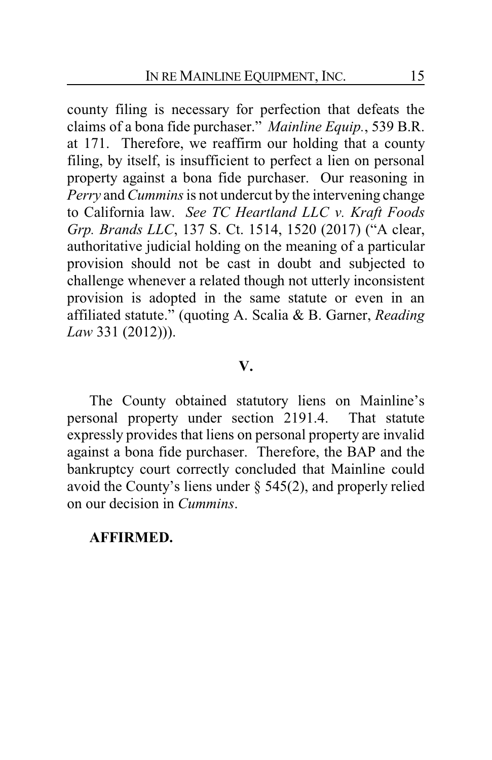county filing is necessary for perfection that defeats the claims of a bona fide purchaser." *Mainline Equip.*, 539 B.R. at 171. Therefore, we reaffirm our holding that a county filing, by itself, is insufficient to perfect a lien on personal property against a bona fide purchaser. Our reasoning in *Perry* and *Cummins* is not undercut by the intervening change to California law. *See TC Heartland LLC v. Kraft Foods Grp. Brands LLC*, 137 S. Ct. 1514, 1520 (2017) ("A clear, authoritative judicial holding on the meaning of a particular provision should not be cast in doubt and subjected to challenge whenever a related though not utterly inconsistent provision is adopted in the same statute or even in an affiliated statute." (quoting A. Scalia & B. Garner, *Reading Law* 331 (2012))).

## V.

The County obtained statutory liens on Mainline's personal property under section 2191.4. That statute expressly provides that liens on personal property are invalid against a bona fide purchaser. Therefore, the BAP and the bankruptcy court correctly concluded that Mainline could avoid the County's liens under § 545(2), and properly relied on our decision in *Cummins*.

**AFFIRMED.**